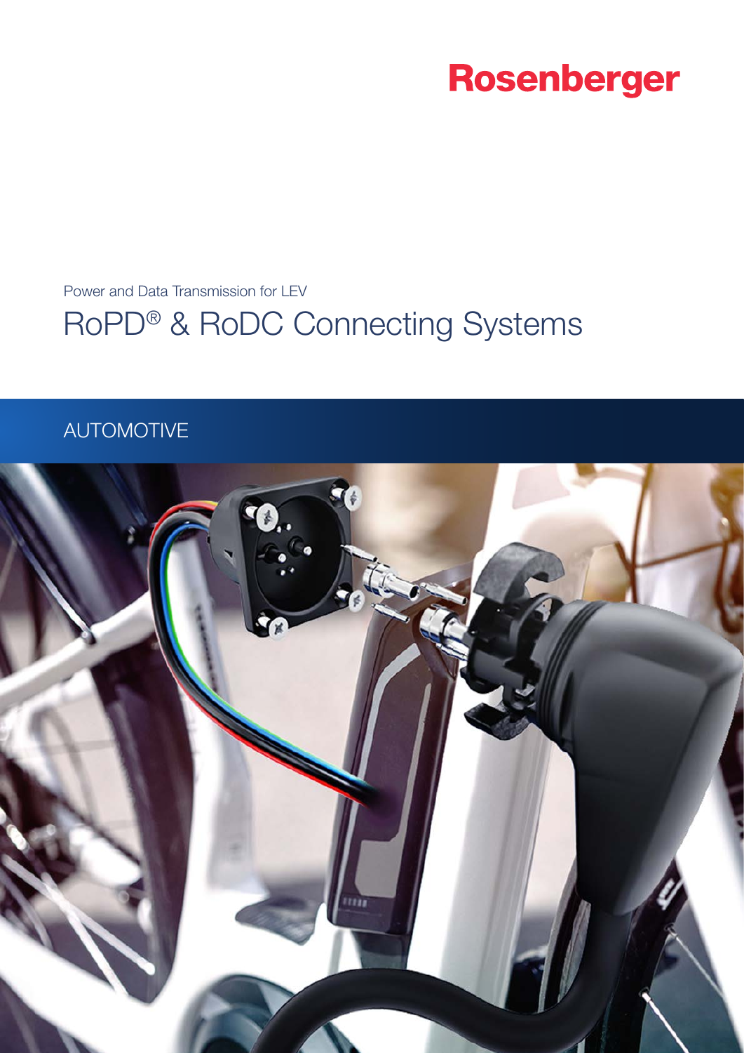Rosenberger

Power and Data Transmission for LEV

# RoPD® & RoDC Connecting Systems

AUTOMOTIVE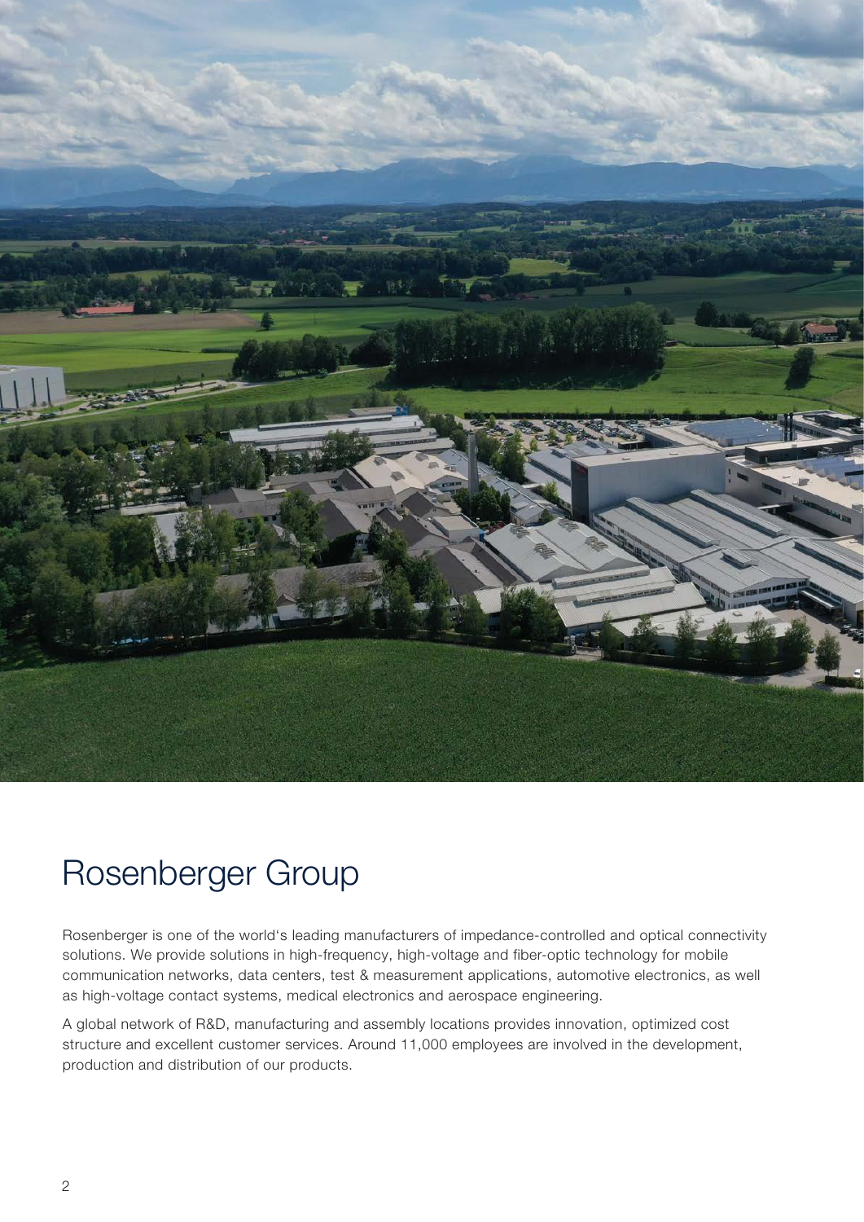# Rosenberger Group

Rosenberger is one of the world's leading manufacturers of impedance-controlled and optical connectivity solutions. We provide solutions in high-frequency, high-voltage and fiber-optic technology for mobile communication networks, data centers, test & measurement applications, automotive electronics, as well as high-voltage contact systems, medical electronics and aerospace engineering.

A global network of R&D, manufacturing and assembly locations provides innovation, optimized cost structure and excellent customer services. Around 11,000 employees are involved in the development, production and distribution of our products.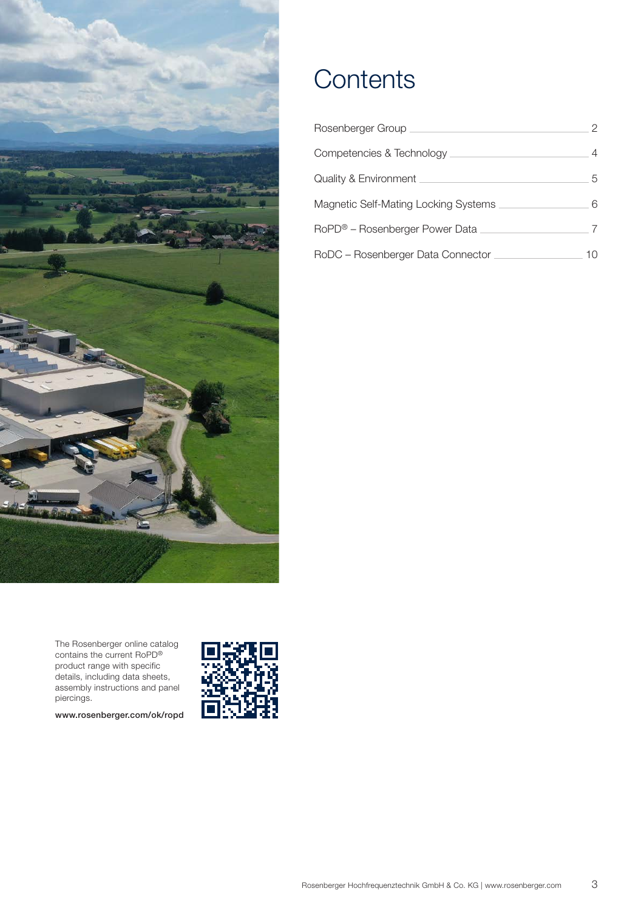# Contents

| | |
|---|---|
| Rosenberger Group | 2 |
| Competencies & Technology | 4 |
| Quality & Environment | 5 |
| Magnetic Self-Mating Locking Systems | 6 |
| RoPD® – Rosenberger Power Data | 7 |
| RoDC – Rosenberger Data Connector | 10 |

The Rosenberger online catalog contains the current RoPD® product range with specific details, including data sheets, assembly instructions and panel piercings.

**www.rosenberger.com/ok/ropd**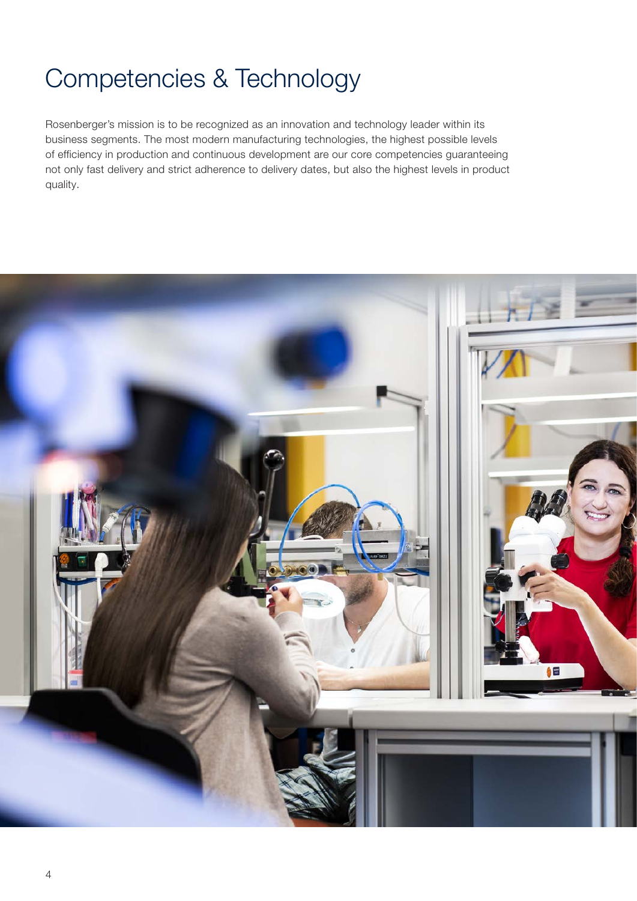# Competencies & Technology

Rosenberger's mission is to be recognized as an innovation and technology leader within its business segments. The most modern manufacturing technologies, the highest possible levels of efficiency in production and continuous development are our core competencies guaranteeing not only fast delivery and strict adherence to delivery dates, but also the highest levels in product quality.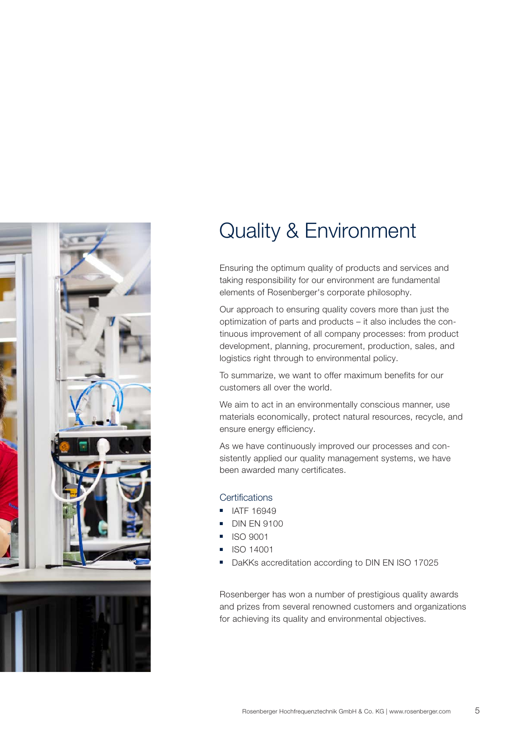# Quality & Environment

Ensuring the optimum quality of products and services and taking responsibility for our environment are fundamental elements of Rosenberger's corporate philosophy.

Our approach to ensuring quality covers more than just the optimization of parts and products – it also includes the continuous improvement of all company processes: from product development, planning, procurement, production, sales, and logistics right through to environmental policy.

To summarize, we want to offer maximum benefits for our customers all over the world.

We aim to act in an environmentally conscious manner, use materials economically, protect natural resources, recycle, and ensure energy efficiency.

As we have continuously improved our processes and consistently applied our quality management systems, we have been awarded many certificates.

## Certifications

- IATF 16949
- DIN EN 9100
- ISO 9001
- ISO 14001
- DaKKs accreditation according to DIN EN ISO 17025

Rosenberger has won a number of prestigious quality awards and prizes from several renowned customers and organizations for achieving its quality and environmental objectives.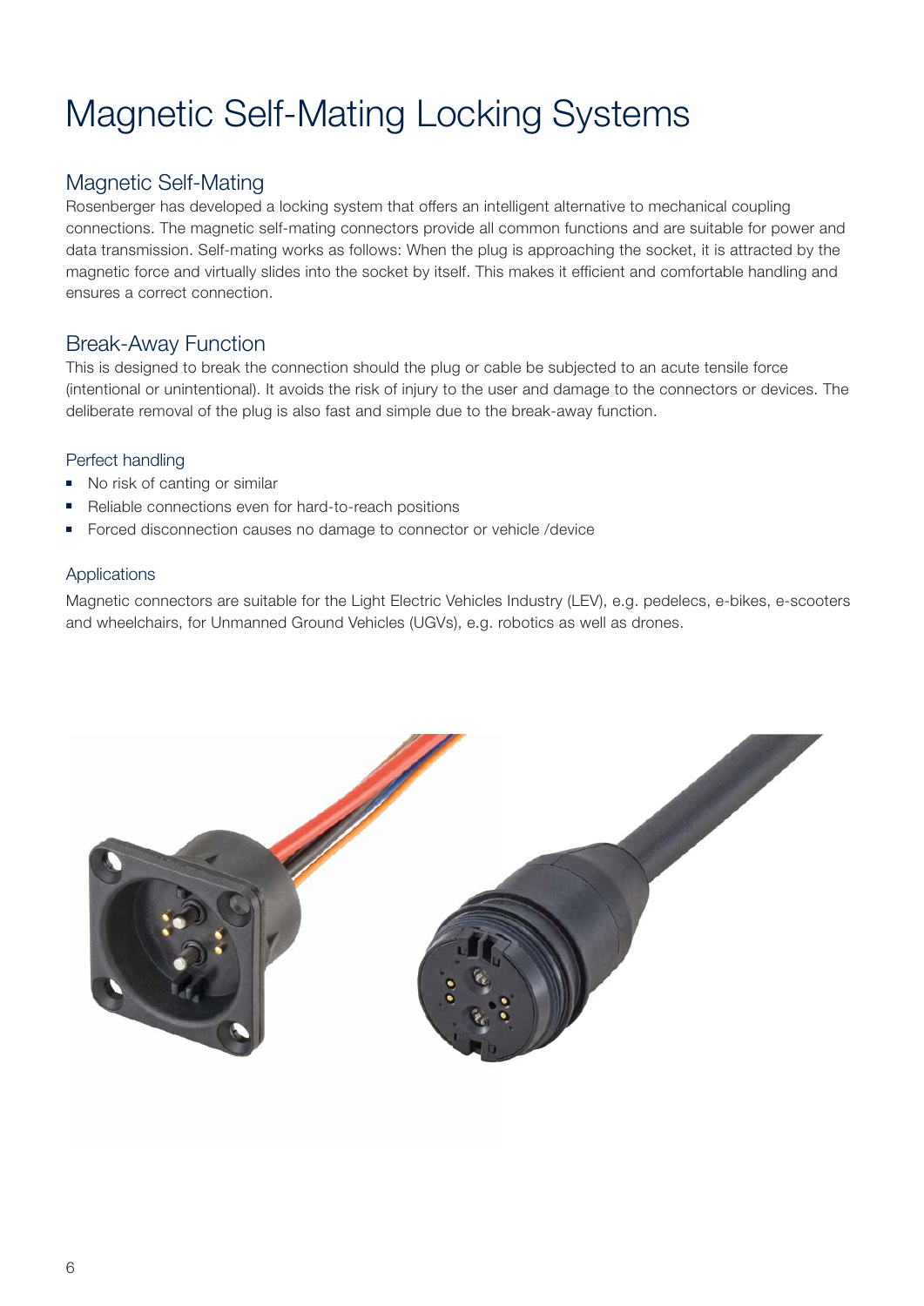# Magnetic Self-Mating Locking Systems

## Magnetic Self-Mating

Rosenberger has developed a locking system that offers an intelligent alternative to mechanical coupling connections. The magnetic self-mating connectors provide all common functions and are suitable for power and data transmission. Self-mating works as follows: When the plug is approaching the socket, it is attracted by the magnetic force and virtually slides into the socket by itself. This makes it efficient and comfortable handling and ensures a correct connection.

## Break-Away Function

This is designed to break the connection should the plug or cable be subjected to an acute tensile force (intentional or unintentional). It avoids the risk of injury to the user and damage to the connectors or devices. The deliberate removal of the plug is also fast and simple due to the break-away function.

### Perfect handling

- No risk of canting or similar
- Reliable connections even for hard-to-reach positions
- Forced disconnection causes no damage to connector or vehicle /device

### Applications

Magnetic connectors are suitable for the Light Electric Vehicles Industry (LEV), e.g. pedelecs, e-bikes, e-scooters and wheelchairs, for Unmanned Ground Vehicles (UGVs), e.g. robotics as well as drones.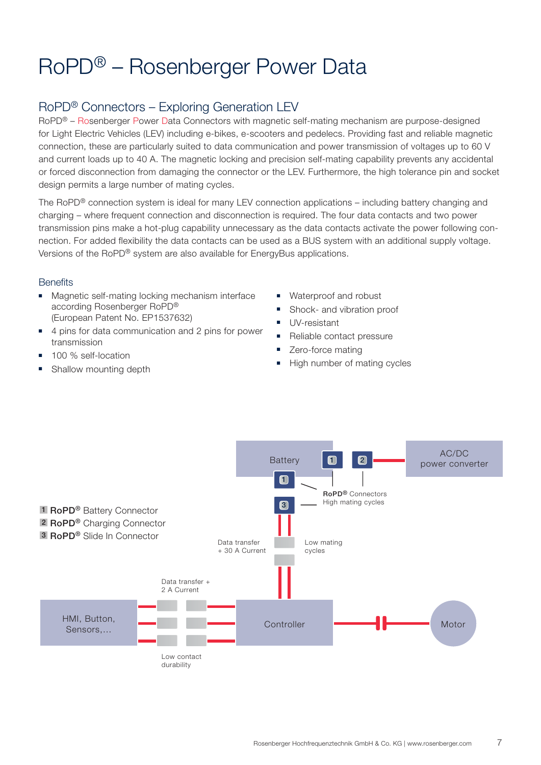# RoPD® – Rosenberger Power Data

## RoPD® Connectors – Exploring Generation LEV

RoPD® – Rosenberger Power Data Connectors with magnetic self-mating mechanism are purpose-designed for Light Electric Vehicles (LEV) including e-bikes, e-scooters and pedelecs. Providing fast and reliable magnetic connection, these are particularly suited to data communication and power transmission of voltages up to 60 V and current loads up to 40 A. The magnetic locking and precision self-mating capability prevents any accidental or forced disconnection from damaging the connector or the LEV. Furthermore, the high tolerance pin and socket design permits a large number of mating cycles.

The RoPD® connection system is ideal for many LEV connection applications – including battery changing and charging – where frequent connection and disconnection is required. The four data contacts and two power transmission pins make a hot-plug capability unnecessary as the data contacts activate the power following connection. For added flexibility the data contacts can be used as a BUS system with an additional supply voltage. Versions of the RoPD® system are also available for EnergyBus applications.

### Benefits

- Magnetic self-mating locking mechanism interface according Rosenberger RoPD® (European Patent No. EP1537632)
- 4 pins for data communication and 2 pins for power transmission
- 100 % self-location
- Shallow mounting depth
- Waterproof and robust
- Shock- and vibration proof
- UV-resistant
- Reliable contact pressure
- Zero-force mating
- High number of mating cycles

1 **RoPD®** Battery Connector
2 **RoPD®** Charging Connector
3 **RoPD®** Slide In Connector

Battery
AC/DC power converter
1
2
1
3
**RoPD®** Connectors
High mating cycles
Data transfer + 30 A Current
Low mating cycles
Data transfer + 2 A Current
HMI, Button, Sensors,…
Controller
Motor
Low contact durability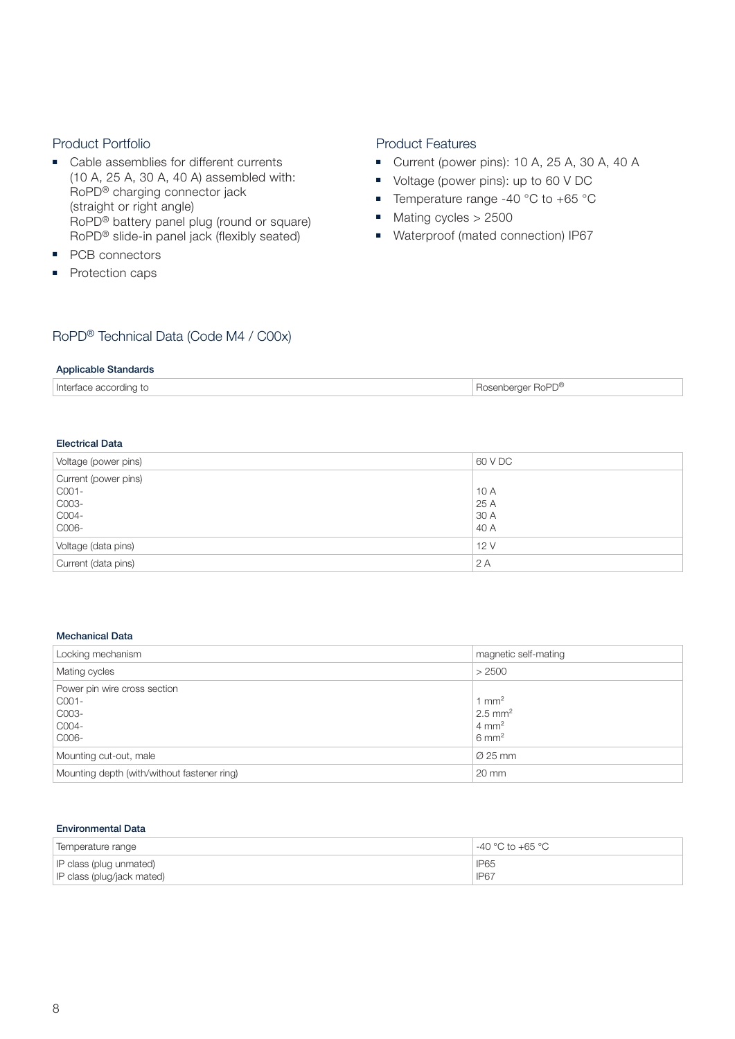## Product Portfolio

- Cable assemblies for different currents (10 A, 25 A, 30 A, 40 A) assembled with:
  RoPD® charging connector jack (straight or right angle)
  RoPD® battery panel plug (round or square)
  RoPD® slide-in panel jack (flexibly seated)
- PCB connectors
- Protection caps

## Product Features

- Current (power pins): 10 A, 25 A, 30 A, 40 A
- Voltage (power pins): up to 60 V DC
- Temperature range -40 °C to +65 °C
- Mating cycles > 2500
- Waterproof (mated connection) IP67

## RoPD® Technical Data (Code M4 / C00x)

### Applicable Standards

| | |
|---|---|
| Interface according to | Rosenberger RoPD® |

### Electrical Data

| | |
|---|---|
| Voltage (power pins) | 60 V DC |
| Current (power pins)<br>C001-<br>C003-<br>C004-<br>C006- | <br>10 A<br>25 A<br>30 A<br>40 A |
| Voltage (data pins) | 12 V |
| Current (data pins) | 2 A |

### Mechanical Data

| | |
|---|---|
| Locking mechanism | magnetic self-mating |
| Mating cycles | > 2500 |
| Power pin wire cross section<br>C001-<br>C003-<br>C004-<br>C006- | <br>1 $mm^2$<br>2.5 $mm^2$<br>4 $mm^2$<br>6 $mm^2$ |
| Mounting cut-out, male | Ø 25 mm |
| Mounting depth (with/without fastener ring) | 20 mm |

### Environmental Data

| | |
|---|---|
| Temperature range | -40 °C to +65 °C |
| IP class (plug unmated)<br>IP class (plug/jack mated) | IP65<br>IP67 |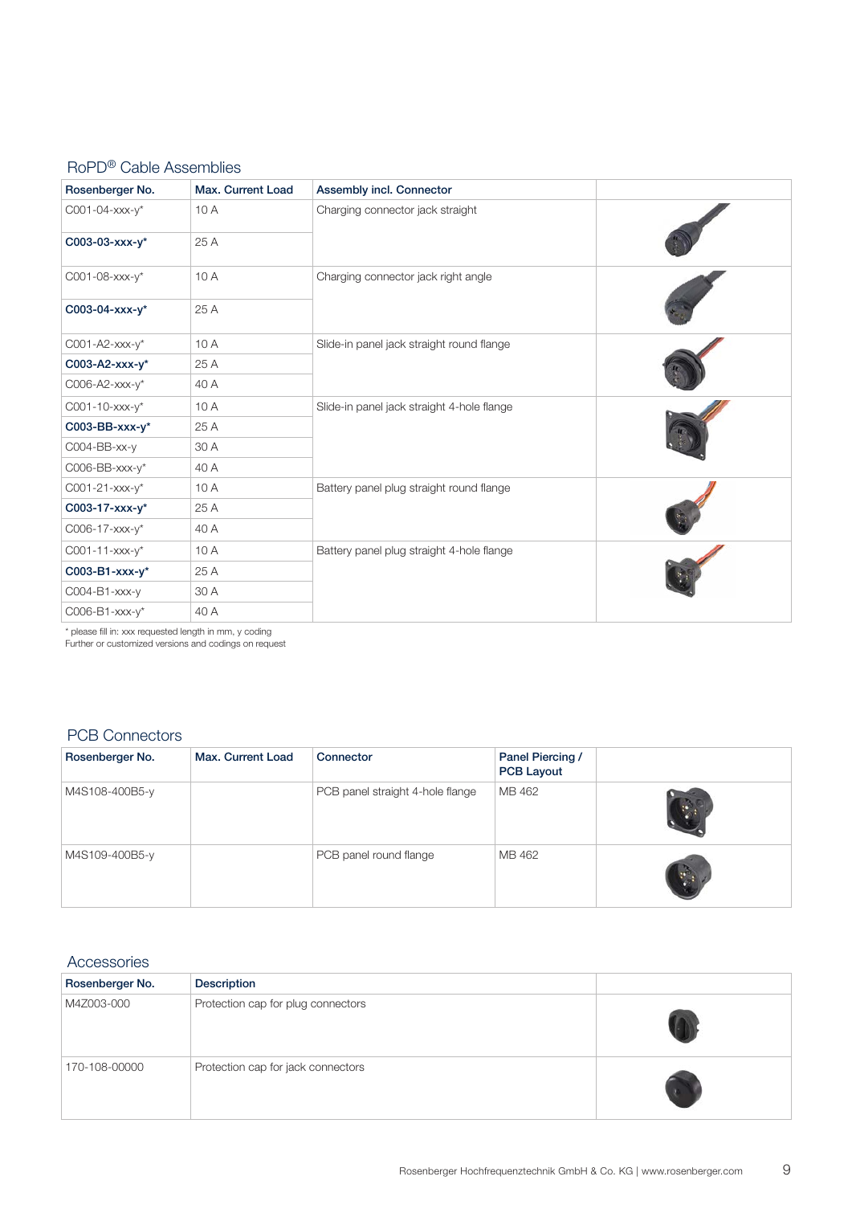## RoPD® Cable Assemblies

| Rosenberger No. | Max. Current Load | Assembly incl. Connector | |
|---|---|---|---|
| C001-04-xxx-y* | 10 A | Charging connector jack straight | |
| **C003-03-xxx-y*** | 25 A | | |
| C001-08-xxx-y* | 10 A | Charging connector jack right angle | |
| **C003-04-xxx-y*** | 25 A | | |
| C001-A2-xxx-y* | 10 A | Slide-in panel jack straight round flange | |
| **C003-A2-xxx-y*** | 25 A | | |
| C006-A2-xxx-y* | 40 A | | |
| C001-10-xxx-y* | 10 A | Slide-in panel jack straight 4-hole flange | |
| **C003-BB-xxx-y*** | 25 A | | |
| C004-BB-xx-y | 30 A | | |
| C006-BB-xxx-y* | 40 A | | |
| C001-21-xxx-y* | 10 A | Battery panel plug straight round flange | |
| **C003-17-xxx-y*** | 25 A | | |
| C006-17-xxx-y* | 40 A | | |
| C001-11-xxx-y* | 10 A | Battery panel plug straight 4-hole flange | |
| **C003-B1-xxx-y*** | 25 A | | |
| C004-B1-xxx-y | 30 A | | |
| C006-B1-xxx-y* | 40 A | | |

* please fill in: xxx requested length in mm, y coding
Further or customized versions and codings on request

## PCB Connectors

| Rosenberger No. | Max. Current Load | Connector | Panel Piercing / PCB Layout | |
|---|---|---|---|---|
| M4S108-400B5-y | | PCB panel straight 4-hole flange | MB 462 | |
| M4S109-400B5-y | | PCB panel round flange | MB 462 | |

## Accessories

| Rosenberger No. | Description | |
|---|---|---|
| M4Z003-000 | Protection cap for plug connectors | |
| 170-108-00000 | Protection cap for jack connectors | |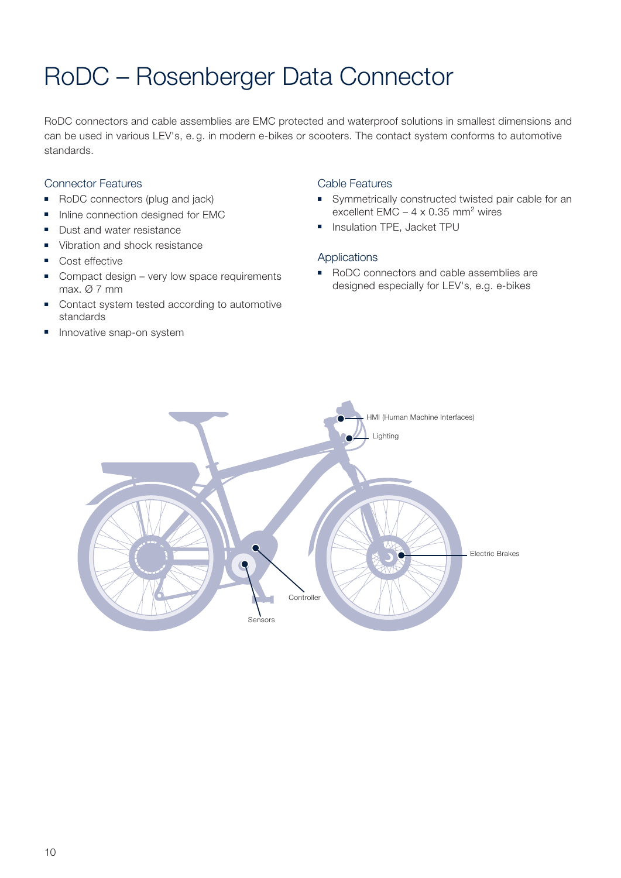# RoDC – Rosenberger Data Connector

RoDC connectors and cable assemblies are EMC protected and waterproof solutions in smallest dimensions and can be used in various LEV's, e. g. in modern e-bikes or scooters. The contact system conforms to automotive standards.

## Connector Features

- RoDC connectors (plug and jack)
- Inline connection designed for EMC
- Dust and water resistance
- Vibration and shock resistance
- Cost effective
- Compact design – very low space requirements max. Ø 7 mm
- Contact system tested according to automotive standards
- Innovative snap-on system

## Cable Features

- Symmetrically constructed twisted pair cable for an excellent EMC – 4 x 0.35 $mm^2$ wires
- Insulation TPE, Jacket TPU

## Applications

- RoDC connectors and cable assemblies are designed especially for LEV's, e.g. e-bikes

HMI (Human Machine Interfaces)

Lighting

Electric Brakes

Controller

Sensors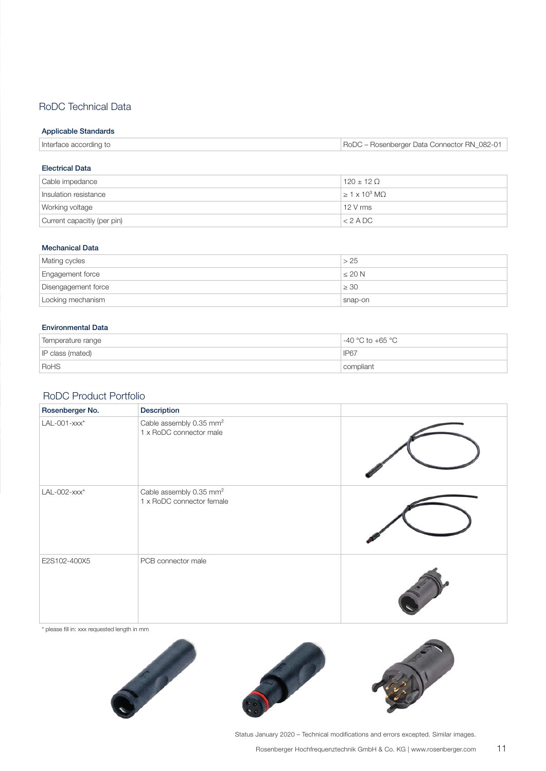## RoDC Technical Data

### Applicable Standards

| | |
|---|---|
| Interface according to | RoDC – Rosenberger Data Connector RN_082-01 |

### Electrical Data

| | |
|---|---|
| Cable impedance | $120 \pm 12\ \Omega$ |
| Insulation resistance | $\geq 1 \times 10^3$ MΩ |
| Working voltage | 12 V rms |
| Current capacitiy (per pin) | < 2 A DC |

### Mechanical Data

| | |
|---|---|
| Mating cycles | > 25 |
| Engagement force | ≤ 20 N |
| Disengagement force | ≥ 30 |
| Locking mechanism | snap-on |

### Environmental Data

| | |
|---|---|
| Temperature range | -40 °C to +65 °C |
| IP class (mated) | IP67 |
| RoHS | compliant |

## RoDC Product Portfolio

| Rosenberger No. | Description | |
|---|---|---|
| LAL-001-xxx* | Cable assembly 0.35 mm² 1 x RoDC connector male | |
| LAL-002-xxx* | Cable assembly 0.35 mm² 1 x RoDC connector female | |
| E2S102-400X5 | PCB connector male | |

\* please fill in: xxx requested length in mm

Status January 2020 – Technical modifications and errors excepted. Similar images.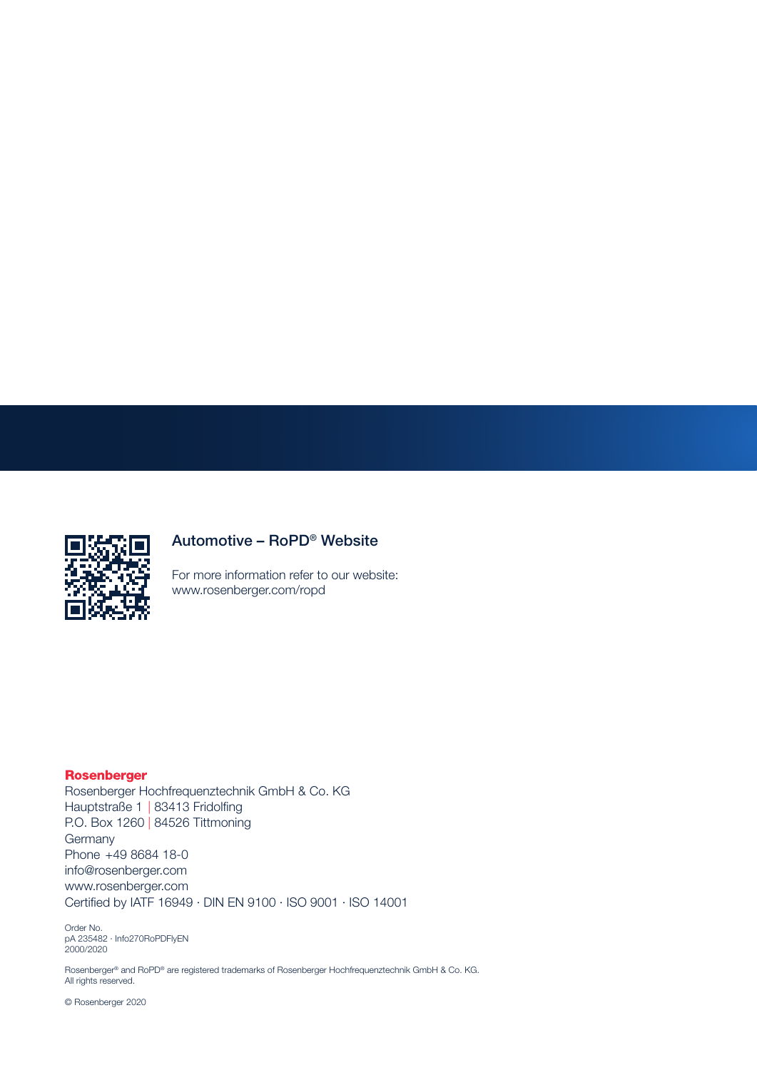## Automotive – RoPD® Website

For more information refer to our website:
www.rosenberger.com/ropd

**Rosenberger**

Rosenberger Hochfrequenztechnik GmbH & Co. KG
Hauptstraße 1 | 83413 Fridolfing
P.O. Box 1260 | 84526 Tittmoning
Germany
Phone +49 8684 18-0
info@rosenberger.com
www.rosenberger.com
Certified by IATF 16949 · DIN EN 9100 · ISO 9001 · ISO 14001

Order No.
pA 235482 · Info270RoPDFlyEN
2000/2020

Rosenberger® and RoPD® are registered trademarks of Rosenberger Hochfrequenztechnik GmbH & Co. KG.
All rights reserved.

© Rosenberger 2020